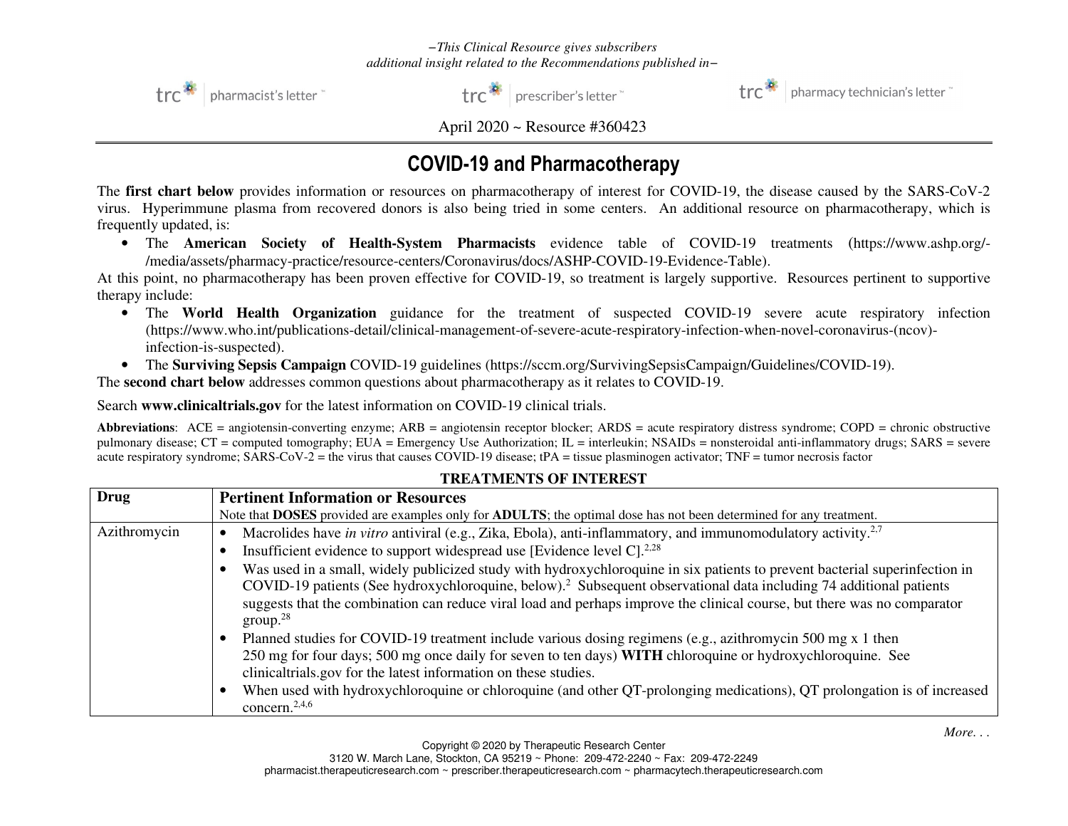*–This Clinical Resource gives subscribers additional insight related to the Recommendations published in–*

trc pharmacist's letter | trc prescriber's letter | trc pharmacy technician's letter

April 2020 ~ Resource #360423

# COVID-19 and Pharmacotherapy

The **first chart below** provides information or resources on pharmacotherapy of interest for COVID-19, the disease caused by the SARS-CoV-2 virus. Hyperimmune plasma from recovered donors is also being tried in some centers. An additional resource on pharmacotherapy, which is frequently updated, is:

- The **American Society of Health-System Pharmacists** evidence table of COVID-19 treatments (https://www.ashp.org/-/media/assets/pharmacy-practice/resource-centers/Coronavirus/docs/ASHP-COVID-19-Evidence-Table).

At this point, no pharmacotherapy has been proven effective for COVID-19, so treatment is largely supportive. Resources pertinent to supportive therapy include:

- The **World Health Organization** guidance for the treatment of suspected COVID-19 severe acute respiratory infection (https://www.who.int/publications-detail/clinical-management-of-severe-acute-respiratory-infection-when-novel-coronavirus-(ncov)-infection-is-suspected).
- The **Surviving Sepsis Campaign** COVID-19 guidelines (https://sccm.org/SurvivingSepsisCampaign/Guidelines/COVID-19).

The **second chart below** addresses common questions about pharmacotherapy as it relates to COVID-19.

Search **www.clinicaltrials.gov** for the latest information on COVID-19 clinical trials.

**Abbreviations**: ACE = angiotensin-converting enzyme; ARB = angiotensin receptor blocker; ARDS = acute respiratory distress syndrome; COPD = chronic obstructive pulmonary disease; CT = computed tomography; EUA = Emergency Use Authorization; IL = interleukin; NSAIDs = nonsteroidal anti-inflammatory drugs; SARS = severe acute respiratory syndrome; SARS-CoV-2 = the virus that causes COVID-19 disease; tPA = tissue plasminogen activator; TNF = tumor necrosis factor

**TREATMENTS OF INTEREST**

| Drug | **Pertinent Information or Resources**<br>Note that **DOSES** provided are examples only for **ADULTS**; the optimal dose has not been determined for any treatment. |
|---|---|
| Azithromycin | • Macrolides have *in vitro* antiviral (e.g., Zika, Ebola), anti-inflammatory, and immunomodulatory activity.[2,7]<br>• Insufficient evidence to support widespread use [Evidence level C].[2,28]<br>• Was used in a small, widely publicized study with hydroxychloroquine in six patients to prevent bacterial superinfection in COVID-19 patients (See hydroxychloroquine, below).[2] Subsequent observational data including 74 additional patients suggests that the combination can reduce viral load and perhaps improve the clinical course, but there was no comparator group.[28]<br>• Planned studies for COVID-19 treatment include various dosing regimens (e.g., azithromycin 500 mg x 1 then 250 mg for four days; 500 mg once daily for seven to ten days) **WITH** chloroquine or hydroxychloroquine. See clinicaltrials.gov for the latest information on these studies.<br>• When used with hydroxychloroquine or chloroquine (and other QT-prolonging medications), QT prolongation is of increased concern.[2,4,6] |

*More. . .*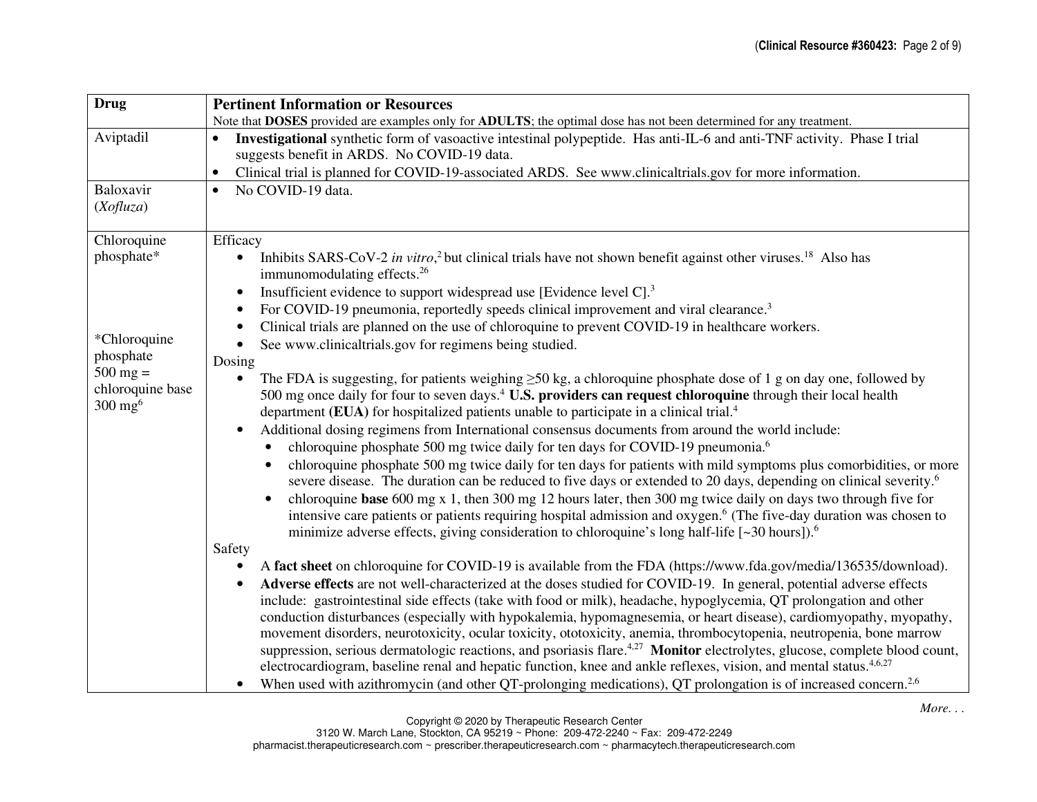| Drug | Pertinent Information or Resources<br>Note that **DOSES** provided are examples only for **ADULTS**; the optimal dose has not been determined for any treatment. |
|---|---|
| Aviptadil | • **Investigational** synthetic form of vasoactive intestinal polypeptide. Has anti-IL-6 and anti-TNF activity. Phase I trial suggests benefit in ARDS. No COVID-19 data.<br>• Clinical trial is planned for COVID-19-associated ARDS. See www.clinicaltrials.gov for more information. |
| Baloxavir (*Xofluza*) | • No COVID-19 data. |
| Chloroquine phosphate*<br><br>*Chloroquine phosphate 500 mg = chloroquine base 300 mg[6] | Efficacy<br>• Inhibits SARS-CoV-2 *in vitro*,[2] but clinical trials have not shown benefit against other viruses.[18] Also has immunomodulating effects.[26]<br>• Insufficient evidence to support widespread use [Evidence level C].[3]<br>• For COVID-19 pneumonia, reportedly speeds clinical improvement and viral clearance.[3]<br>• Clinical trials are planned on the use of chloroquine to prevent COVID-19 in healthcare workers.<br>• See www.clinicaltrials.gov for regimens being studied.<br>Dosing<br>• The FDA is suggesting, for patients weighing ≥50 kg, a chloroquine phosphate dose of 1 g on day one, followed by 500 mg once daily for four to seven days.[4] **U.S. providers can request chloroquine** through their local health department **(EUA)** for hospitalized patients unable to participate in a clinical trial.[4]<br>• Additional dosing regimens from International consensus documents from around the world include:<br>&nbsp;&nbsp;• chloroquine phosphate 500 mg twice daily for ten days for COVID-19 pneumonia.[6]<br>&nbsp;&nbsp;• chloroquine phosphate 500 mg twice daily for ten days for patients with mild symptoms plus comorbidities, or more severe disease. The duration can be reduced to five days or extended to 20 days, depending on clinical severity.[6]<br>&nbsp;&nbsp;• chloroquine **base** 600 mg x 1, then 300 mg 12 hours later, then 300 mg twice daily on days two through five for intensive care patients or patients requiring hospital admission and oxygen.[6] (The five-day duration was chosen to minimize adverse effects, giving consideration to chloroquine's long half-life [~30 hours]).[6]<br>Safety<br>• A **fact sheet** on chloroquine for COVID-19 is available from the FDA (https://www.fda.gov/media/136535/download).<br>• **Adverse effects** are not well-characterized at the doses studied for COVID-19. In general, potential adverse effects include: gastrointestinal side effects (take with food or milk), headache, hypoglycemia, QT prolongation and other conduction disturbances (especially with hypokalemia, hypomagnesemia, or heart disease), cardiomyopathy, myopathy, movement disorders, neurotoxicity, ocular toxicity, ototoxicity, anemia, thrombocytopenia, neutropenia, bone marrow suppression, serious dermatologic reactions, and psoriasis flare.[4,27] **Monitor** electrolytes, glucose, complete blood count, electrocardiogram, baseline renal and hepatic function, knee and ankle reflexes, vision, and mental status.[4,6,27]<br>• When used with azithromycin (and other QT-prolonging medications), QT prolongation is of increased concern.[2,6] |

*More. . .*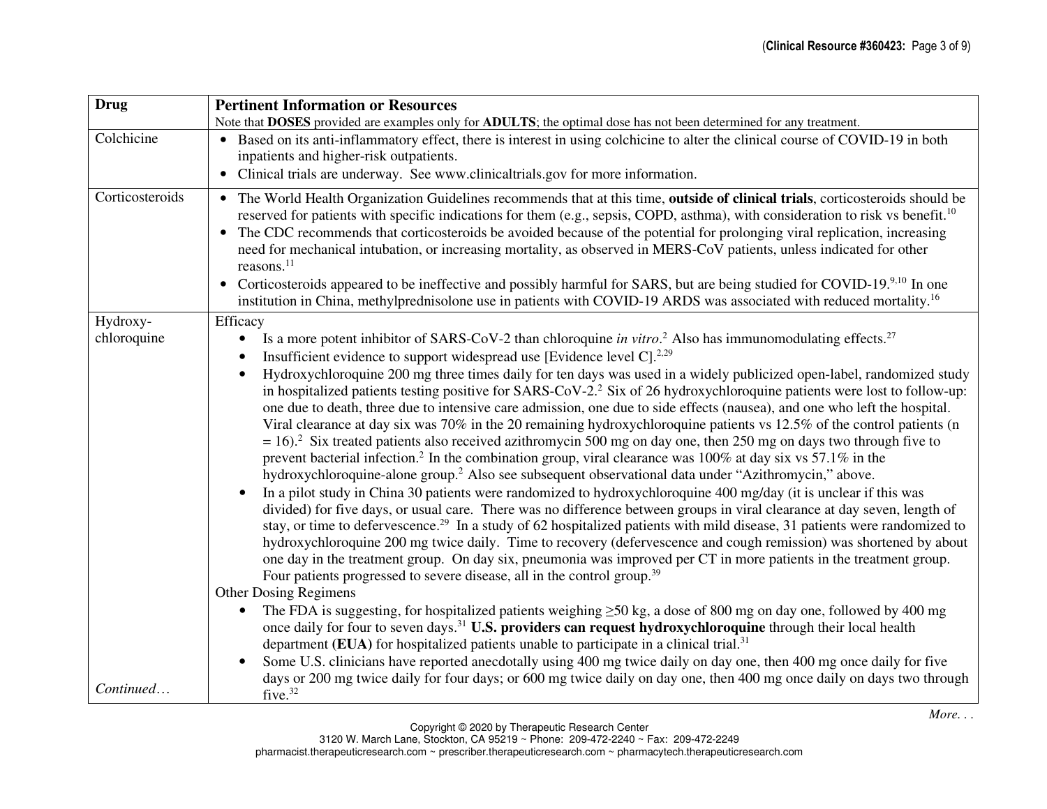| Drug | **Pertinent Information or Resources**<br>Note that **DOSES** provided are examples only for **ADULTS**; the optimal dose has not been determined for any treatment. |
|---|---|
| Colchicine | • Based on its anti-inflammatory effect, there is interest in using colchicine to alter the clinical course of COVID-19 in both inpatients and higher-risk outpatients.<br>• Clinical trials are underway. See www.clinicaltrials.gov for more information. |
| Corticosteroids | • The World Health Organization Guidelines recommends that at this time, **outside of clinical trials**, corticosteroids should be reserved for patients with specific indications for them (e.g., sepsis, COPD, asthma), with consideration to risk vs benefit.[10]<br>• The CDC recommends that corticosteroids be avoided because of the potential for prolonging viral replication, increasing need for mechanical intubation, or increasing mortality, as observed in MERS-CoV patients, unless indicated for other reasons.[11]<br>• Corticosteroids appeared to be ineffective and possibly harmful for SARS, but are being studied for COVID-19.[9,10] In one institution in China, methylprednisolone use in patients with COVID-19 ARDS was associated with reduced mortality.[16] |
| Hydroxy-chloroquine<br><br>*Continued…* | Efficacy<br>• Is a more potent inhibitor of SARS-CoV-2 than chloroquine *in vitro*.[2] Also has immunomodulating effects.[27]<br>• Insufficient evidence to support widespread use [Evidence level C].[2,29]<br>• Hydroxychloroquine 200 mg three times daily for ten days was used in a widely publicized open-label, randomized study in hospitalized patients testing positive for SARS-CoV-2.[2] Six of 26 hydroxychloroquine patients were lost to follow-up: one due to death, three due to intensive care admission, one due to side effects (nausea), and one who left the hospital. Viral clearance at day six was 70% in the 20 remaining hydroxychloroquine patients vs 12.5% of the control patients (n = 16).[2] Six treated patients also received azithromycin 500 mg on day one, then 250 mg on days two through five to prevent bacterial infection.[2] In the combination group, viral clearance was 100% at day six vs 57.1% in the hydroxychloroquine-alone group.[2] Also see subsequent observational data under "Azithromycin," above.<br>• In a pilot study in China 30 patients were randomized to hydroxychloroquine 400 mg/day (it is unclear if this was divided) for five days, or usual care. There was no difference between groups in viral clearance at day seven, length of stay, or time to defervescence.[29] In a study of 62 hospitalized patients with mild disease, 31 patients were randomized to hydroxychloroquine 200 mg twice daily. Time to recovery (defervescence and cough remission) was shortened by about one day in the treatment group. On day six, pneumonia was improved per CT in more patients in the treatment group. Four patients progressed to severe disease, all in the control group.[39]<br>Other Dosing Regimens<br>• The FDA is suggesting, for hospitalized patients weighing ≥50 kg, a dose of 800 mg on day one, followed by 400 mg once daily for four to seven days.[31] **U.S. providers can request hydroxychloroquine** through their local health department **(EUA)** for hospitalized patients unable to participate in a clinical trial.[31]<br>• Some U.S. clinicians have reported anecdotally using 400 mg twice daily on day one, then 400 mg once daily for five days or 200 mg twice daily for four days; or 600 mg twice daily on day one, then 400 mg once daily on days two through five.[32] |

*More. . .*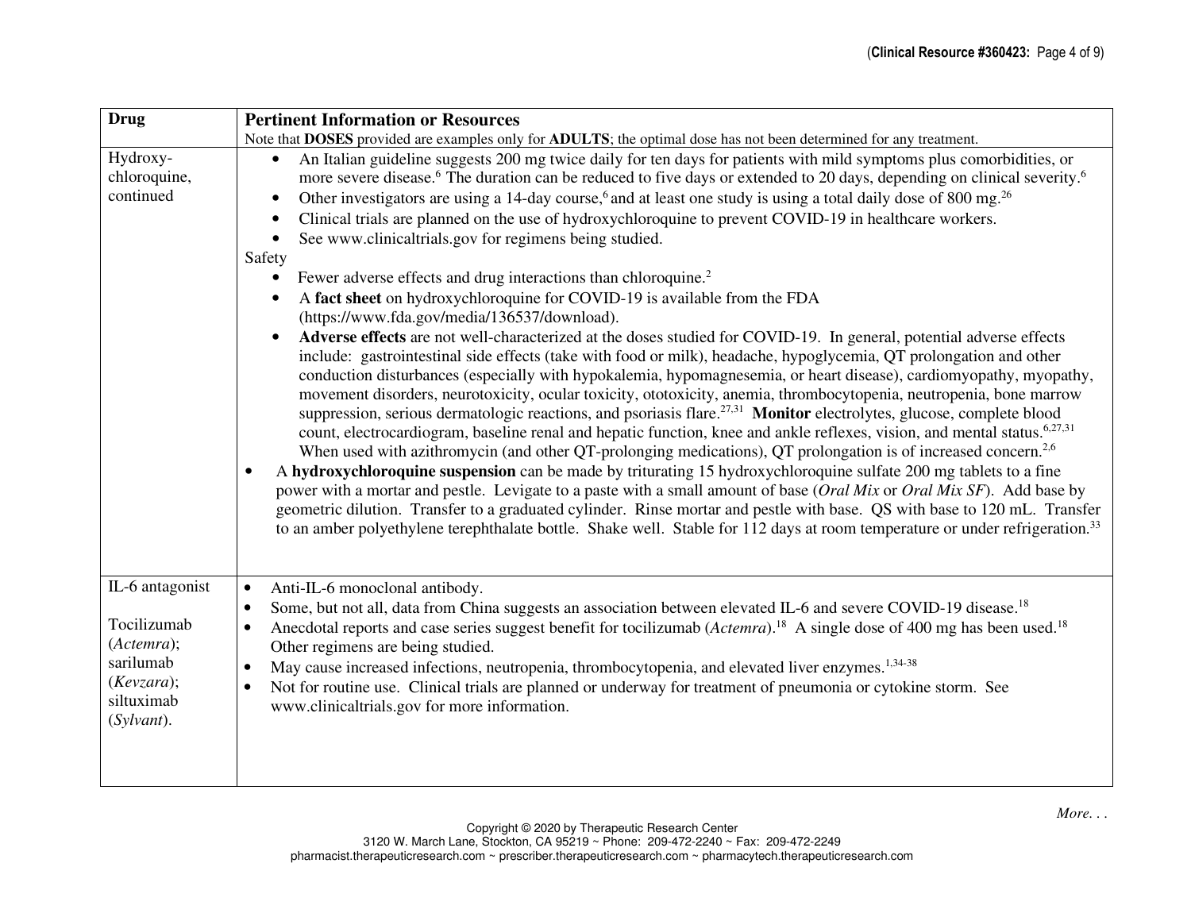| Drug | Pertinent Information or Resources<br>Note that **DOSES** provided are examples only for **ADULTS**; the optimal dose has not been determined for any treatment. |
|---|---|
| Hydroxy-chloroquine, continued | • An Italian guideline suggests 200 mg twice daily for ten days for patients with mild symptoms plus comorbidities, or more severe disease.[6] The duration can be reduced to five days or extended to 20 days, depending on clinical severity.[6]<br>• Other investigators are using a 14-day course,[6] and at least one study is using a total daily dose of 800 mg.[26]<br>• Clinical trials are planned on the use of hydroxychloroquine to prevent COVID-19 in healthcare workers.<br>• See www.clinicaltrials.gov for regimens being studied.<br>Safety<br>• Fewer adverse effects and drug interactions than chloroquine.[2]<br>• A **fact sheet** on hydroxychloroquine for COVID-19 is available from the FDA (https://www.fda.gov/media/136537/download).<br>• **Adverse effects** are not well-characterized at the doses studied for COVID-19. In general, potential adverse effects include: gastrointestinal side effects (take with food or milk), headache, hypoglycemia, QT prolongation and other conduction disturbances (especially with hypokalemia, hypomagnesemia, or heart disease), cardiomyopathy, myopathy, movement disorders, neurotoxicity, ocular toxicity, ototoxicity, anemia, thrombocytopenia, neutropenia, bone marrow suppression, serious dermatologic reactions, and psoriasis flare.[27,31] **Monitor** electrolytes, glucose, complete blood count, electrocardiogram, baseline renal and hepatic function, knee and ankle reflexes, vision, and mental status.[6,27,31] When used with azithromycin (and other QT-prolonging medications), QT prolongation is of increased concern.[2,6]<br>• A **hydroxychloroquine suspension** can be made by triturating 15 hydroxychloroquine sulfate 200 mg tablets to a fine power with a mortar and pestle. Levigate to a paste with a small amount of base (*Oral Mix* or *Oral Mix SF*). Add base by geometric dilution. Transfer to a graduated cylinder. Rinse mortar and pestle with base. QS with base to 120 mL. Transfer to an amber polyethylene terephthalate bottle. Shake well. Stable for 112 days at room temperature or under refrigeration.[33] |
| IL-6 antagonist<br><br>Tocilizumab (*Actemra*); sarilumab (*Kevzara*); siltuximab (*Sylvant*). | • Anti-IL-6 monoclonal antibody.<br>• Some, but not all, data from China suggests an association between elevated IL-6 and severe COVID-19 disease.[18]<br>• Anecdotal reports and case series suggest benefit for tocilizumab (*Actemra*).[18] A single dose of 400 mg has been used.[18] Other regimens are being studied.<br>• May cause increased infections, neutropenia, thrombocytopenia, and elevated liver enzymes.[1,34-38]<br>• Not for routine use. Clinical trials are planned or underway for treatment of pneumonia or cytokine storm. See www.clinicaltrials.gov for more information. |

*More. . .*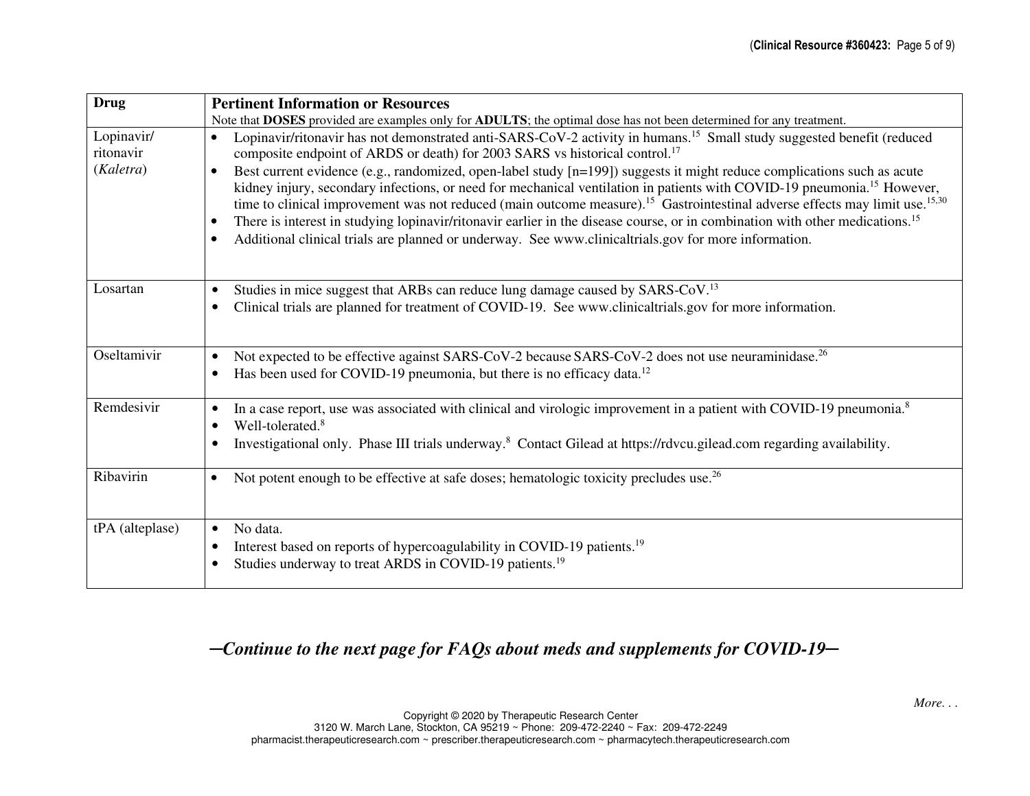| Drug | **Pertinent Information or Resources**<br>Note that **DOSES** provided are examples only for **ADULTS**; the optimal dose has not been determined for any treatment. |
|---|---|
| Lopinavir/ ritonavir (*Kaletra*) | • Lopinavir/ritonavir has not demonstrated anti-SARS-CoV-2 activity in humans.[15] Small study suggested benefit (reduced composite endpoint of ARDS or death) for 2003 SARS vs historical control.[17]<br>• Best current evidence (e.g., randomized, open-label study [n=199]) suggests it might reduce complications such as acute kidney injury, secondary infections, or need for mechanical ventilation in patients with COVID-19 pneumonia.[15] However, time to clinical improvement was not reduced (main outcome measure).[15] Gastrointestinal adverse effects may limit use.[15,30]<br>• There is interest in studying lopinavir/ritonavir earlier in the disease course, or in combination with other medications.[15]<br>• Additional clinical trials are planned or underway. See www.clinicaltrials.gov for more information. |
| Losartan | • Studies in mice suggest that ARBs can reduce lung damage caused by SARS-CoV.[13]<br>• Clinical trials are planned for treatment of COVID-19. See www.clinicaltrials.gov for more information. |
| Oseltamivir | • Not expected to be effective against SARS-CoV-2 because SARS-CoV-2 does not use neuraminidase.[26]<br>• Has been used for COVID-19 pneumonia, but there is no efficacy data.[12] |
| Remdesivir | • In a case report, use was associated with clinical and virologic improvement in a patient with COVID-19 pneumonia.[8]<br>• Well-tolerated.[8]<br>• Investigational only. Phase III trials underway.[8] Contact Gilead at https://rdvcu.gilead.com regarding availability. |
| Ribavirin | • Not potent enough to be effective at safe doses; hematologic toxicity precludes use.[26] |
| tPA (alteplase) | • No data.<br>• Interest based on reports of hypercoagulability in COVID-19 patients.[19]<br>• Studies underway to treat ARDS in COVID-19 patients.[19] |

***─Continue to the next page for FAQs about meds and supplements for COVID-19─***

*More. . .*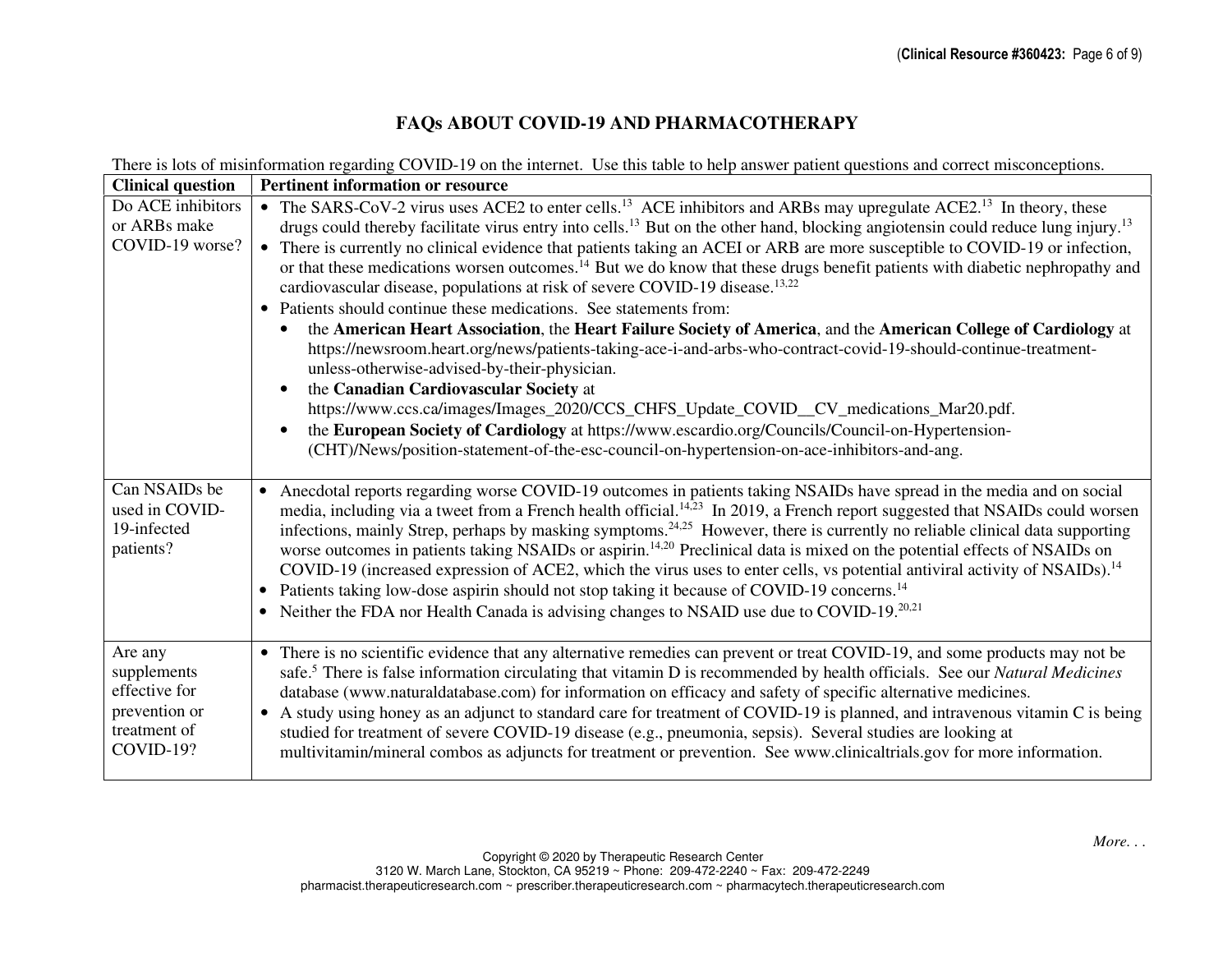## FAQs ABOUT COVID-19 AND PHARMACOTHERAPY

There is lots of misinformation regarding COVID-19 on the internet. Use this table to help answer patient questions and correct misconceptions.

| Clinical question | Pertinent information or resource |
|---|---|
| Do ACE inhibitors or ARBs make COVID-19 worse? | • The SARS-CoV-2 virus uses ACE2 to enter cells.[13] ACE inhibitors and ARBs may upregulate ACE2.[13] In theory, these drugs could thereby facilitate virus entry into cells.[13] But on the other hand, blocking angiotensin could reduce lung injury.[13]<br>• There is currently no clinical evidence that patients taking an ACEI or ARB are more susceptible to COVID-19 or infection, or that these medications worsen outcomes.[14] But we do know that these drugs benefit patients with diabetic nephropathy and cardiovascular disease, populations at risk of severe COVID-19 disease.[13,22]<br>• Patients should continue these medications. See statements from:<br>  ◦ the **American Heart Association**, the **Heart Failure Society of America**, and the **American College of Cardiology** at https://newsroom.heart.org/news/patients-taking-ace-i-and-arbs-who-contract-covid-19-should-continue-treatment-unless-otherwise-advised-by-their-physician.<br>  ◦ the **Canadian Cardiovascular Society** at https://www.ccs.ca/images/Images_2020/CCS_CHFS_Update_COVID__CV_medications_Mar20.pdf.<br>  ◦ the **European Society of Cardiology** at https://www.escardio.org/Councils/Council-on-Hypertension-(CHT)/News/position-statement-of-the-esc-council-on-hypertension-on-ace-inhibitors-and-ang. |
| Can NSAIDs be used in COVID-19-infected patients? | • Anecdotal reports regarding worse COVID-19 outcomes in patients taking NSAIDs have spread in the media and on social media, including via a tweet from a French health official.[14,23] In 2019, a French report suggested that NSAIDs could worsen infections, mainly Strep, perhaps by masking symptoms.[24,25] However, there is currently no reliable clinical data supporting worse outcomes in patients taking NSAIDs or aspirin.[14,20] Preclinical data is mixed on the potential effects of NSAIDs on COVID-19 (increased expression of ACE2, which the virus uses to enter cells, vs potential antiviral activity of NSAIDs).[14]<br>• Patients taking low-dose aspirin should not stop taking it because of COVID-19 concerns.[14]<br>• Neither the FDA nor Health Canada is advising changes to NSAID use due to COVID-19.[20,21] |
| Are any supplements effective for prevention or treatment of COVID-19? | • There is no scientific evidence that any alternative remedies can prevent or treat COVID-19, and some products may not be safe.[5] There is false information circulating that vitamin D is recommended by health officials. See our *Natural Medicines* database (www.naturaldatabase.com) for information on efficacy and safety of specific alternative medicines.<br>• A study using honey as an adjunct to standard care for treatment of COVID-19 is planned, and intravenous vitamin C is being studied for treatment of severe COVID-19 disease (e.g., pneumonia, sepsis). Several studies are looking at multivitamin/mineral combos as adjuncts for treatment or prevention. See www.clinicaltrials.gov for more information. |

*More. . .*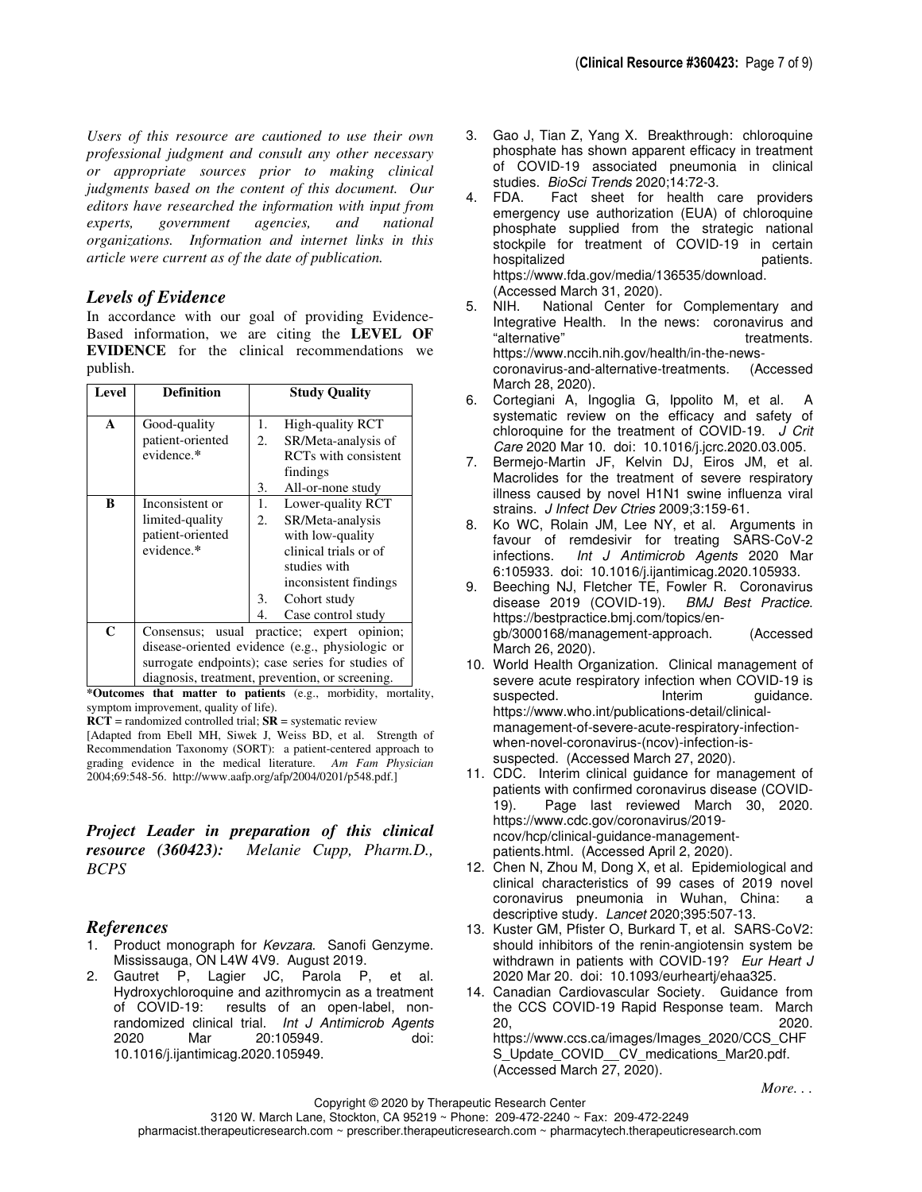*Users of this resource are cautioned to use their own professional judgment and consult any other necessary or appropriate sources prior to making clinical judgments based on the content of this document. Our editors have researched the information with input from experts, government agencies, and national organizations. Information and internet links in this article were current as of the date of publication.*

## *Levels of Evidence*

In accordance with our goal of providing Evidence-Based information, we are citing the **LEVEL OF EVIDENCE** for the clinical recommendations we publish.

| Level | Definition | Study Quality |
|---|---|---|
| **A** | Good-quality patient-oriented evidence.* | 1. High-quality RCT<br>2. SR/Meta-analysis of RCTs with consistent findings<br>3. All-or-none study |
| **B** | Inconsistent or limited-quality patient-oriented evidence.* | 1. Lower-quality RCT<br>2. SR/Meta-analysis with low-quality clinical trials or of studies with inconsistent findings<br>3. Cohort study<br>4. Case control study |
| **C** | Consensus; usual practice; expert opinion; disease-oriented evidence (e.g., physiologic or surrogate endpoints); case series for studies of diagnosis, treatment, prevention, or screening. | |

***Outcomes that matter to patients** (e.g., morbidity, mortality, symptom improvement, quality of life).

**RCT** = randomized controlled trial; **SR** = systematic review

[Adapted from Ebell MH, Siwek J, Weiss BD, et al. Strength of Recommendation Taxonomy (SORT): a patient-centered approach to grading evidence in the medical literature. *Am Fam Physician* 2004;69:548-56. http://www.aafp.org/afp/2004/0201/p548.pdf.]

***Project Leader in preparation of this clinical resource (360423):*** *Melanie Cupp, Pharm.D., BCPS*

## *References*

1. Product monograph for *Kevzara*. Sanofi Genzyme. Mississauga, ON L4W 4V9. August 2019.
2. Gautret P, Lagier JC, Parola P, et al. Hydroxychloroquine and azithromycin as a treatment of COVID-19: results of an open-label, non-randomized clinical trial. *Int J Antimicrob Agents* 2020 Mar 20:105949. doi: 10.1016/j.ijantimicag.2020.105949.
3. Gao J, Tian Z, Yang X. Breakthrough: chloroquine phosphate has shown apparent efficacy in treatment of COVID-19 associated pneumonia in clinical studies. *BioSci Trends* 2020;14:72-3.
4. FDA. Fact sheet for health care providers emergency use authorization (EUA) of chloroquine phosphate supplied from the strategic national stockpile for treatment of COVID-19 in certain hospitalized patients. https://www.fda.gov/media/136535/download. (Accessed March 31, 2020).
5. NIH. National Center for Complementary and Integrative Health. In the news: coronavirus and "alternative" treatments. https://www.nccih.nih.gov/health/in-the-news-coronavirus-and-alternative-treatments. (Accessed March 28, 2020).
6. Cortegiani A, Ingoglia G, Ippolito M, et al. A systematic review on the efficacy and safety of chloroquine for the treatment of COVID-19. *J Crit Care* 2020 Mar 10. doi: 10.1016/j.jcrc.2020.03.005.
7. Bermejo-Martin JF, Kelvin DJ, Eiros JM, et al. Macrolides for the treatment of severe respiratory illness caused by novel H1N1 swine influenza viral strains. *J Infect Dev Ctries* 2009;3:159-61.
8. Ko WC, Rolain JM, Lee NY, et al. Arguments in favour of remdesivir for treating SARS-CoV-2 infections. *Int J Antimicrob Agents* 2020 Mar 6:105933. doi: 10.1016/j.ijantimicag.2020.105933.
9. Beeching NJ, Fletcher TE, Fowler R. Coronavirus disease 2019 (COVID-19). *BMJ Best Practice*. https://bestpractice.bmj.com/topics/en-gb/3000168/management-approach. (Accessed March 26, 2020).
10. World Health Organization. Clinical management of severe acute respiratory infection when COVID-19 is suspected. Interim guidance. https://www.who.int/publications-detail/clinical-management-of-severe-acute-respiratory-infection-when-novel-coronavirus-(ncov)-infection-is-suspected. (Accessed March 27, 2020).
11. CDC. Interim clinical guidance for management of patients with confirmed coronavirus disease (COVID-19). Page last reviewed March 30, 2020. https://www.cdc.gov/coronavirus/2019-ncov/hcp/clinical-guidance-management-patients.html. (Accessed April 2, 2020).
12. Chen N, Zhou M, Dong X, et al. Epidemiological and clinical characteristics of 99 cases of 2019 novel coronavirus pneumonia in Wuhan, China: a descriptive study. *Lancet* 2020;395:507-13.
13. Kuster GM, Pfister O, Burkard T, et al. SARS-CoV2: should inhibitors of the renin-angiotensin system be withdrawn in patients with COVID-19? *Eur Heart J* 2020 Mar 20. doi: 10.1093/eurheartj/ehaa325.
14. Canadian Cardiovascular Society. Guidance from the CCS COVID-19 Rapid Response team. March 20, 2020. https://www.ccs.ca/images/Images_2020/CCS_CHFS_Update_COVID__CV_medications_Mar20.pdf. (Accessed March 27, 2020).

*More. . .*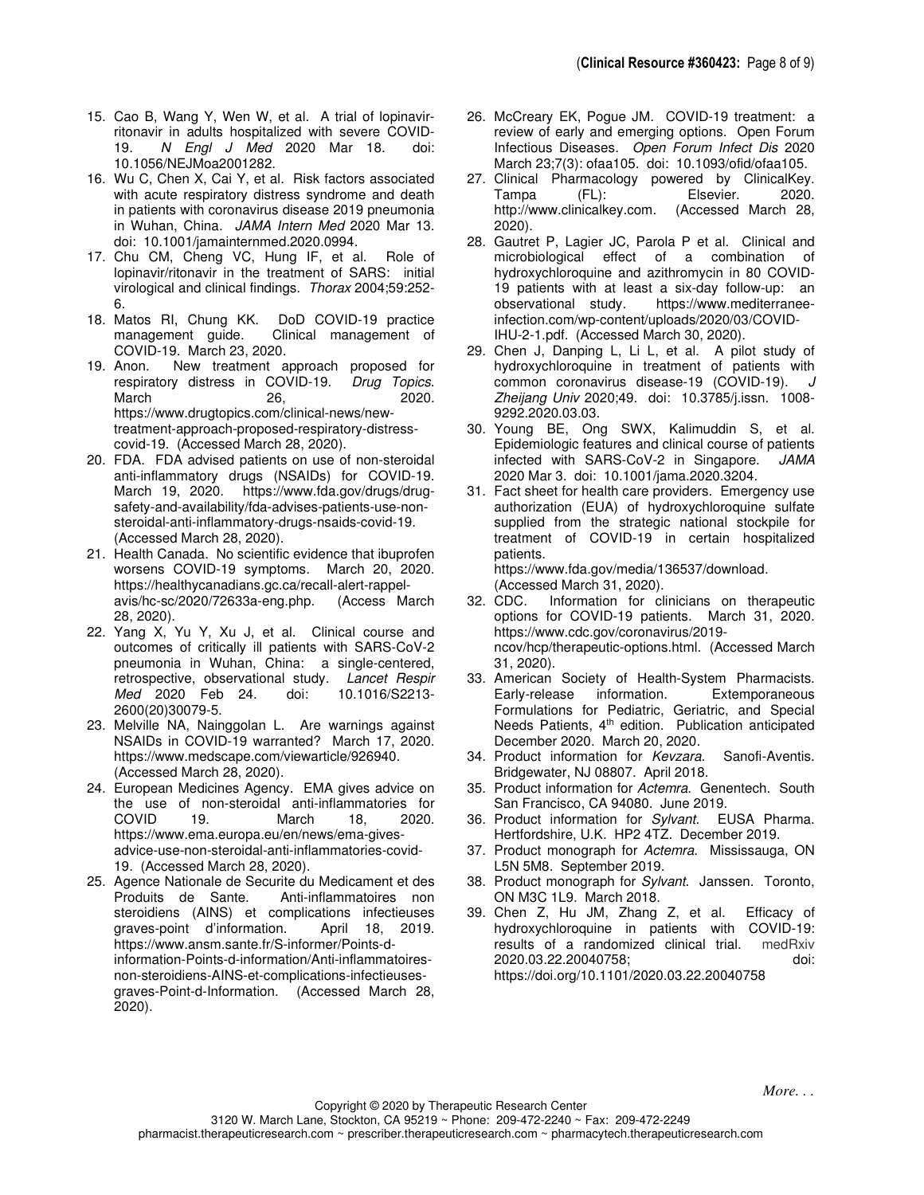15. Cao B, Wang Y, Wen W, et al. A trial of lopinavir-ritonavir in adults hospitalized with severe COVID-19. *N Engl J Med* 2020 Mar 18. doi: 10.1056/NEJMoa2001282.
16. Wu C, Chen X, Cai Y, et al. Risk factors associated with acute respiratory distress syndrome and death in patients with coronavirus disease 2019 pneumonia in Wuhan, China. *JAMA Intern Med* 2020 Mar 13. doi: 10.1001/jamainternmed.2020.0994.
17. Chu CM, Cheng VC, Hung IF, et al. Role of lopinavir/ritonavir in the treatment of SARS: initial virological and clinical findings. *Thorax* 2004;59:252-6.
18. Matos RI, Chung KK. DoD COVID-19 practice management guide. Clinical management of COVID-19. March 23, 2020.
19. Anon. New treatment approach proposed for respiratory distress in COVID-19. *Drug Topics*. March 26, 2020. https://www.drugtopics.com/clinical-news/new-treatment-approach-proposed-respiratory-distress-covid-19. (Accessed March 28, 2020).
20. FDA. FDA advised patients on use of non-steroidal anti-inflammatory drugs (NSAIDs) for COVID-19. March 19, 2020. https://www.fda.gov/drugs/drug-safety-and-availability/fda-advises-patients-use-non-steroidal-anti-inflammatory-drugs-nsaids-covid-19. (Accessed March 28, 2020).
21. Health Canada. No scientific evidence that ibuprofen worsens COVID-19 symptoms. March 20, 2020. https://healthycanadians.gc.ca/recall-alert-rappel-avis/hc-sc/2020/72633a-eng.php. (Access March 28, 2020).
22. Yang X, Yu Y, Xu J, et al. Clinical course and outcomes of critically ill patients with SARS-CoV-2 pneumonia in Wuhan, China: a single-centered, retrospective, observational study. *Lancet Respir Med* 2020 Feb 24. doi: 10.1016/S2213-2600(20)30079-5.
23. Melville NA, Nainggolan L. Are warnings against NSAIDs in COVID-19 warranted? March 17, 2020. https://www.medscape.com/viewarticle/926940. (Accessed March 28, 2020).
24. European Medicines Agency. EMA gives advice on the use of non-steroidal anti-inflammatories for COVID 19. March 18, 2020. https://www.ema.europa.eu/en/news/ema-gives-advice-use-non-steroidal-anti-inflammatories-covid-19. (Accessed March 28, 2020).
25. Agence Nationale de Securite du Medicament et des Produits de Sante. Anti-inflammatoires non steroidiens (AINS) et complications infectieuses graves-point d'information. April 18, 2019. https://www.ansm.sante.fr/S-informer/Points-d-information-Points-d-information/Anti-inflammatoires-non-steroidiens-AINS-et-complications-infectieuses-graves-Point-d-Information. (Accessed March 28, 2020).
26. McCreary EK, Pogue JM. COVID-19 treatment: a review of early and emerging options. Open Forum Infectious Diseases. *Open Forum Infect Dis* 2020 March 23;7(3): ofaa105. doi: 10.1093/ofid/ofaa105.
27. Clinical Pharmacology powered by ClinicalKey. Tampa (FL): Elsevier. 2020. http://www.clinicalkey.com. (Accessed March 28, 2020).
28. Gautret P, Lagier JC, Parola P et al. Clinical and microbiological effect of a combination of hydroxychloroquine and azithromycin in 80 COVID-19 patients with at least a six-day follow-up: an observational study. https://www.mediterranee-infection.com/wp-content/uploads/2020/03/COVID-IHU-2-1.pdf. (Accessed March 30, 2020).
29. Chen J, Danping L, Li L, et al. A pilot study of hydroxychloroquine in treatment of patients with common coronavirus disease-19 (COVID-19). *J Zheijang Univ* 2020;49. doi: 10.3785/j.issn. 1008-9292.2020.03.03.
30. Young BE, Ong SWX, Kalimuddin S, et al. Epidemiologic features and clinical course of patients infected with SARS-CoV-2 in Singapore. *JAMA* 2020 Mar 3. doi: 10.1001/jama.2020.3204.
31. Fact sheet for health care providers. Emergency use authorization (EUA) of hydroxychloroquine sulfate supplied from the strategic national stockpile for treatment of COVID-19 in certain hospitalized patients. https://www.fda.gov/media/136537/download. (Accessed March 31, 2020).
32. CDC. Information for clinicians on therapeutic options for COVID-19 patients. March 31, 2020. https://www.cdc.gov/coronavirus/2019-ncov/hcp/therapeutic-options.html. (Accessed March 31, 2020).
33. American Society of Health-System Pharmacists. Early-release information. Extemporaneous Formulations for Pediatric, Geriatric, and Special Needs Patients, 4th edition. Publication anticipated December 2020. March 20, 2020.
34. Product information for *Kevzara*. Sanofi-Aventis. Bridgewater, NJ 08807. April 2018.
35. Product information for *Actemra*. Genentech. South San Francisco, CA 94080. June 2019.
36. Product information for *Sylvant*. EUSA Pharma. Hertfordshire, U.K. HP2 4TZ. December 2019.
37. Product monograph for *Actemra*. Mississauga, ON L5N 5M8. September 2019.
38. Product monograph for *Sylvant*. Janssen. Toronto, ON M3C 1L9. March 2018.
39. Chen Z, Hu JM, Zhang Z, et al. Efficacy of hydroxychloroquine in patients with COVID-19: results of a randomized clinical trial. medRxiv 2020.03.22.20040758; doi: https://doi.org/10.1101/2020.03.22.20040758

*More. . .*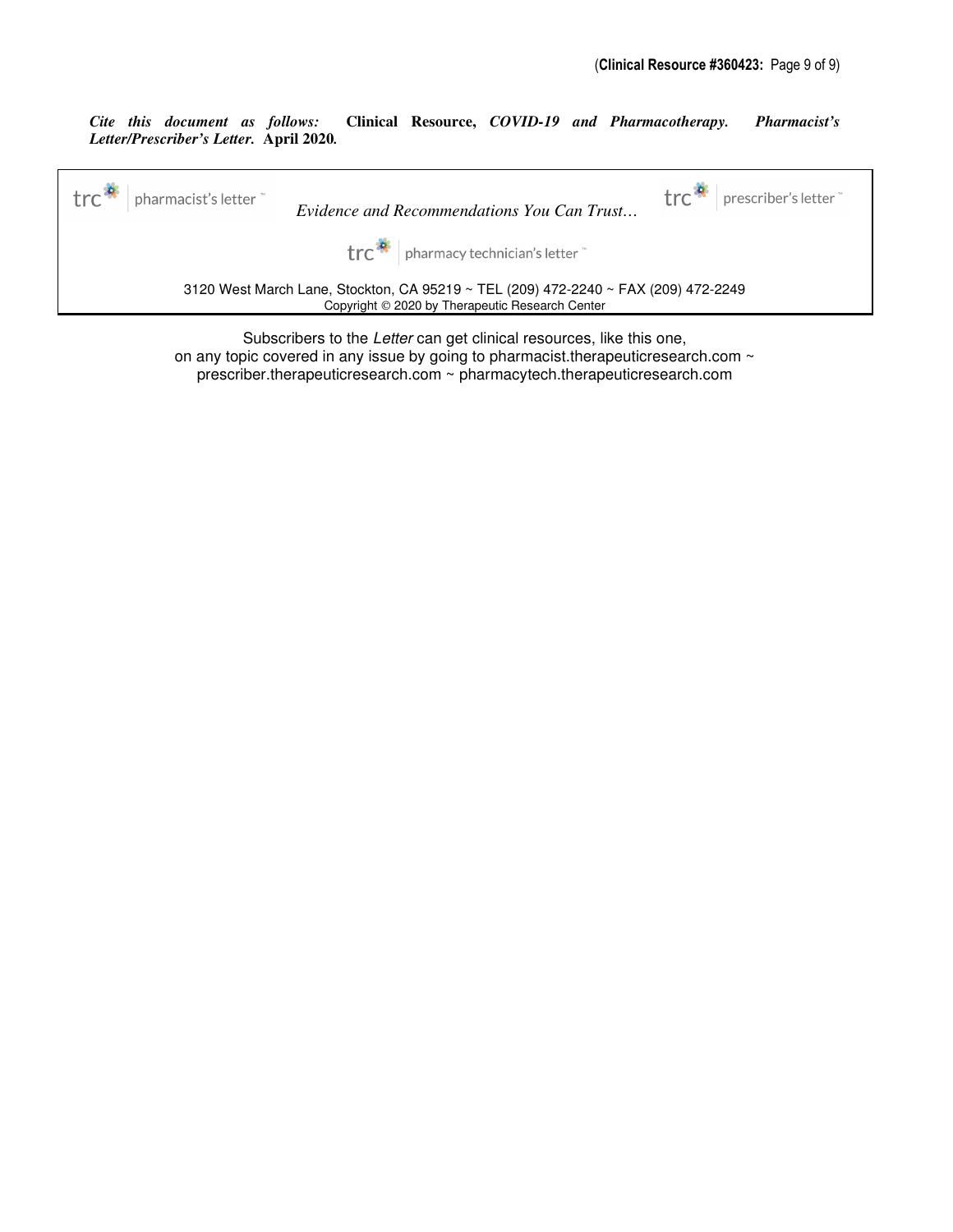***Cite this document as follows:*** **Clinical Resource,** ***COVID-19 and Pharmacotherapy. Pharmacist's Letter/Prescriber's Letter.*** **April 2020.**

trc pharmacist's letter ™ *Evidence and Recommendations You Can Trust…* trc prescriber's letter ™

trc pharmacy technician's letter ™

3120 West March Lane, Stockton, CA 95219 ~ TEL (209) 472-2240 ~ FAX (209) 472-2249
Copyright © 2020 by Therapeutic Research Center

Subscribers to the *Letter* can get clinical resources, like this one, on any topic covered in any issue by going to pharmacist.therapeuticresearch.com ~ prescriber.therapeuticresearch.com ~ pharmacytech.therapeuticresearch.com